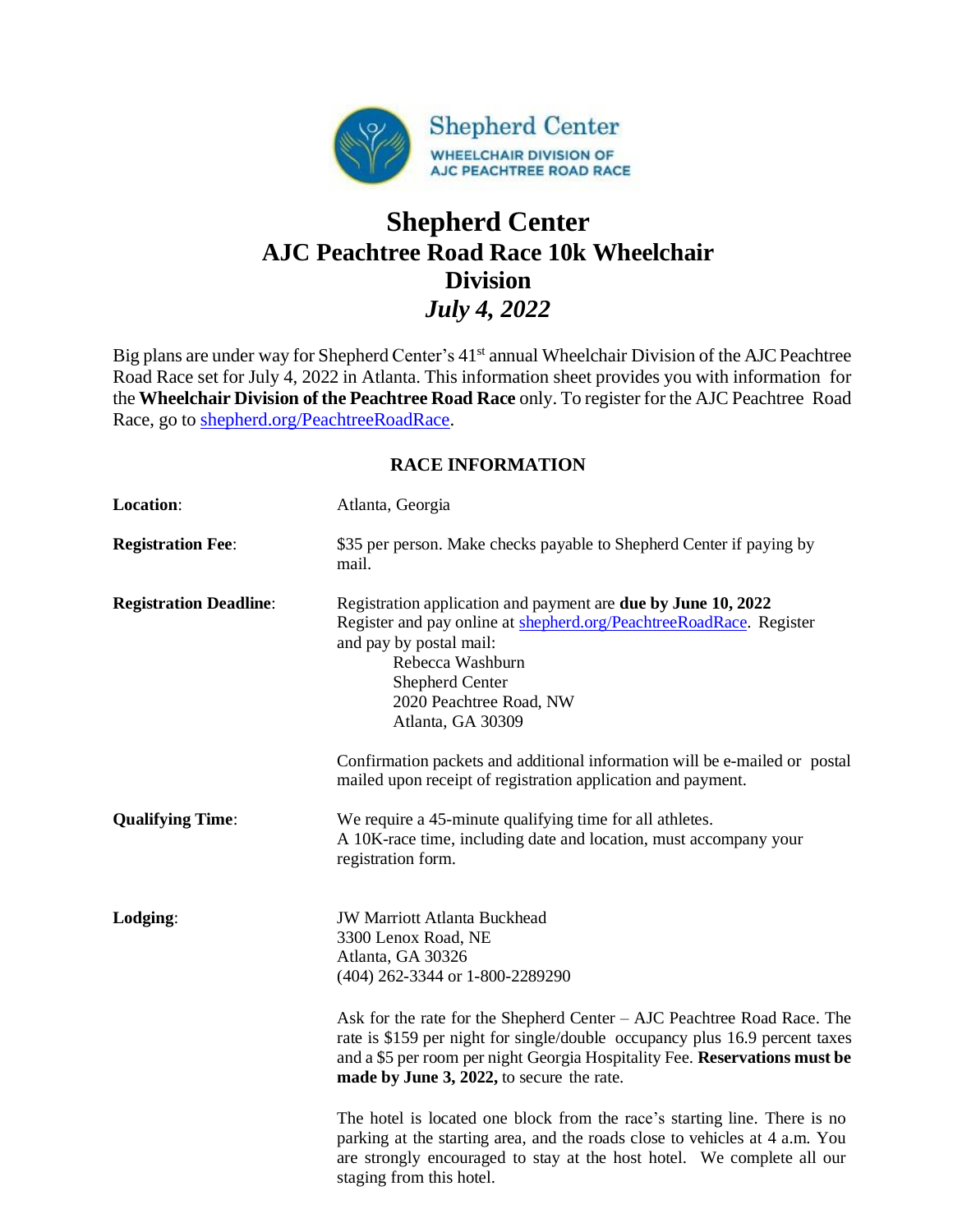Shepherd Center
WHEELCHAIR DIVISION OF
AJC PEACHTREE ROAD RACE

# Shepherd Center AJC Peachtree Road Race 10k Wheelchair Division

## *July 4, 2022*

Big plans are under way for Shepherd Center's 41st annual Wheelchair Division of the AJC Peachtree Road Race set for July 4, 2022 in Atlanta. This information sheet provides you with information for the **Wheelchair Division of the Peachtree Road Race** only. To register for the AJC Peachtree Road Race, go to [shepherd.org/PeachtreeRoadRace](shepherd.org/PeachtreeRoadRace).

### RACE INFORMATION

**Location**: Atlanta, Georgia

**Registration Fee**: $35 per person. Make checks payable to Shepherd Center if paying by mail.

**Registration Deadline**: Registration application and payment are **due by June 10, 2022**
Register and pay online at [shepherd.org/PeachtreeRoadRace](shepherd.org/PeachtreeRoadRace). Register and pay by postal mail:

Rebecca Washburn
Shepherd Center
2020 Peachtree Road, NW
Atlanta, GA 30309

Confirmation packets and additional information will be e-mailed or postal mailed upon receipt of registration application and payment.

**Qualifying Time**: We require a 45-minute qualifying time for all athletes.
A 10K-race time, including date and location, must accompany your registration form.

**Lodging**: JW Marriott Atlanta Buckhead
3300 Lenox Road, NE
Atlanta, GA 30326
(404) 262-3344 or 1-800-2289290

Ask for the rate for the Shepherd Center – AJC Peachtree Road Race. The rate is $159 per night for single/double occupancy plus 16.9 percent taxes and a $5 per room per night Georgia Hospitality Fee. **Reservations must be made by June 3, 2022,** to secure the rate.

The hotel is located one block from the race's starting line. There is no parking at the starting area, and the roads close to vehicles at 4 a.m. You are strongly encouraged to stay at the host hotel. We complete all our staging from this hotel.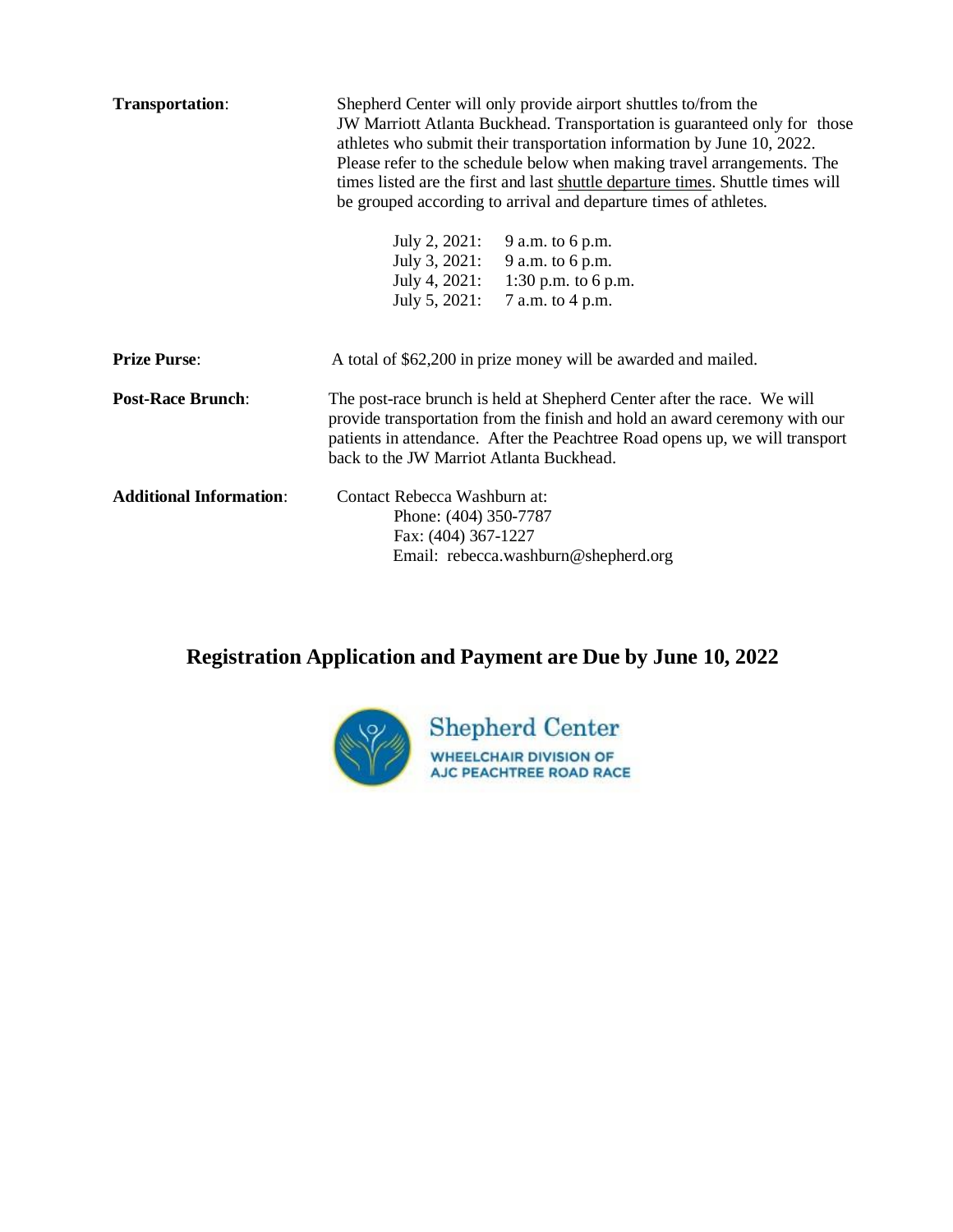**Transportation**: Shepherd Center will only provide airport shuttles to/from the JW Marriott Atlanta Buckhead. Transportation is guaranteed only for those athletes who submit their transportation information by June 10, 2022. Please refer to the schedule below when making travel arrangements. The times listed are the first and last shuttle departure times. Shuttle times will be grouped according to arrival and departure times of athletes.

| | |
|---|---|
| July 2, 2021: | 9 a.m. to 6 p.m. |
| July 3, 2021: | 9 a.m. to 6 p.m. |
| July 4, 2021: | 1:30 p.m. to 6 p.m. |
| July 5, 2021: | 7 a.m. to 4 p.m. |

**Prize Purse**: A total of $62,200 in prize money will be awarded and mailed.

**Post-Race Brunch**: The post-race brunch is held at Shepherd Center after the race. We will provide transportation from the finish and hold an award ceremony with our patients in attendance. After the Peachtree Road opens up, we will transport back to the JW Marriot Atlanta Buckhead.

**Additional Information**: Contact Rebecca Washburn at:
Phone: (404) 350-7787
Fax: (404) 367-1227
Email: rebecca.washburn@shepherd.org

## Registration Application and Payment are Due by June 10, 2022

Shepherd Center
WHEELCHAIR DIVISION OF
AJC PEACHTREE ROAD RACE